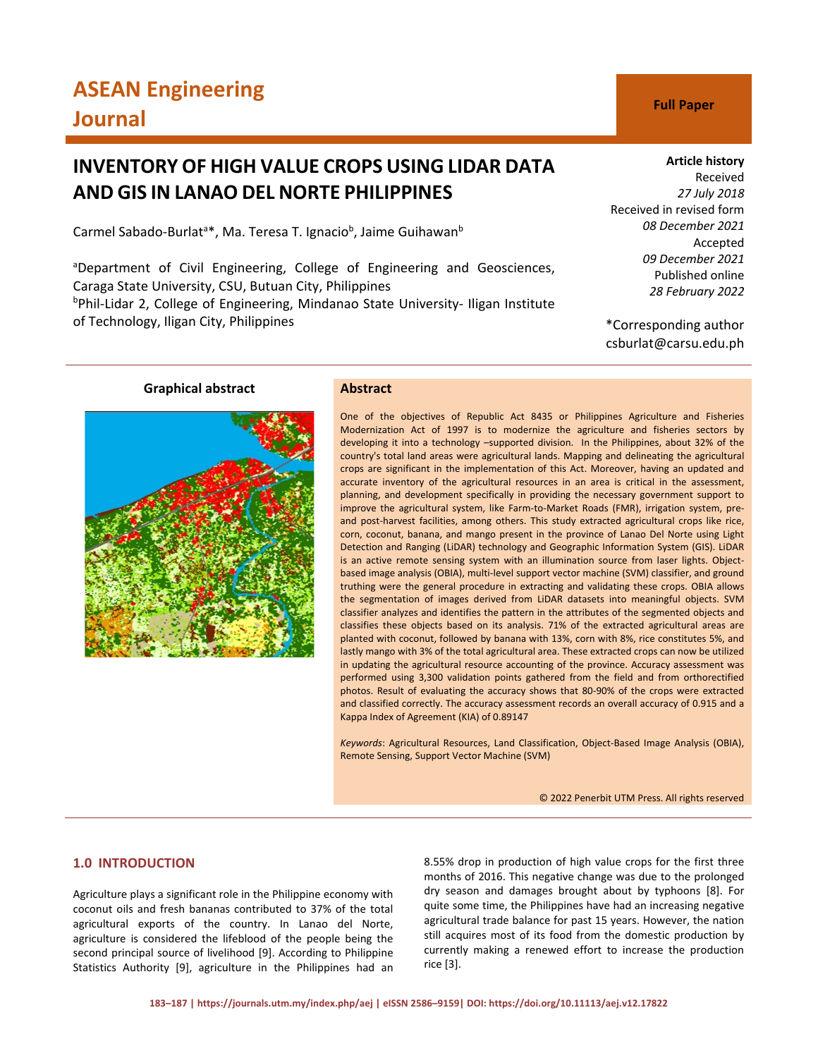ASEAN Engineering Journal

**Full Paper**

# INVENTORY OF HIGH VALUE CROPS USING LIDAR DATA AND GIS IN LANAO DEL NORTE PHILIPPINES

Carmel Sabado-Burlat[a]*, Ma. Teresa T. Ignacio[b], Jaime Guihawan[b]

[a]Department of Civil Engineering, College of Engineering and Geosciences, Caraga State University, CSU, Butuan City, Philippines

[b]Phil-Lidar 2, College of Engineering, Mindanao State University- Iligan Institute of Technology, Iligan City, Philippines

**Article history**
Received
*27 July 2018*
Received in revised form
*08 December 2021*
Accepted
*09 December 2021*
Published online
*28 February 2022*

*Corresponding author
csburlat@carsu.edu.ph

**Graphical abstract**

## Abstract

One of the objectives of Republic Act 8435 or Philippines Agriculture and Fisheries Modernization Act of 1997 is to modernize the agriculture and fisheries sectors by developing it into a technology –supported division. In the Philippines, about 32% of the country's total land areas were agricultural lands. Mapping and delineating the agricultural crops are significant in the implementation of this Act. Moreover, having an updated and accurate inventory of the agricultural resources in an area is critical in the assessment, planning, and development specifically in providing the necessary government support to improve the agricultural system, like Farm-to-Market Roads (FMR), irrigation system, pre- and post-harvest facilities, among others. This study extracted agricultural crops like rice, corn, coconut, banana, and mango present in the province of Lanao Del Norte using Light Detection and Ranging (LiDAR) technology and Geographic Information System (GIS). LiDAR is an active remote sensing system with an illumination source from laser lights. Object-based image analysis (OBIA), multi-level support vector machine (SVM) classifier, and ground truthing were the general procedure in extracting and validating these crops. OBIA allows the segmentation of images derived from LiDAR datasets into meaningful objects. SVM classifier analyzes and identifies the pattern in the attributes of the segmented objects and classifies these objects based on its analysis. 71% of the extracted agricultural areas are planted with coconut, followed by banana with 13%, corn with 8%, rice constitutes 5%, and lastly mango with 3% of the total agricultural area. These extracted crops can now be utilized in updating the agricultural resource accounting of the province. Accuracy assessment was performed using 3,300 validation points gathered from the field and from orthorectified photos. Result of evaluating the accuracy shows that 80-90% of the crops were extracted and classified correctly. The accuracy assessment records an overall accuracy of 0.915 and a Kappa Index of Agreement (KIA) of 0.89147

*Keywords*: Agricultural Resources, Land Classification, Object-Based Image Analysis (OBIA), Remote Sensing, Support Vector Machine (SVM)

© 2022 Penerbit UTM Press. All rights reserved

## 1.0 INTRODUCTION

Agriculture plays a significant role in the Philippine economy with coconut oils and fresh bananas contributed to 37% of the total agricultural exports of the country. In Lanao del Norte, agriculture is considered the lifeblood of the people being the second principal source of livelihood [9]. According to Philippine Statistics Authority [9], agriculture in the Philippines had an 8.55% drop in production of high value crops for the first three months of 2016. This negative change was due to the prolonged dry season and damages brought about by typhoons [8]. For quite some time, the Philippines have had an increasing negative agricultural trade balance for past 15 years. However, the nation still acquires most of its food from the domestic production by currently making a renewed effort to increase the production rice [3].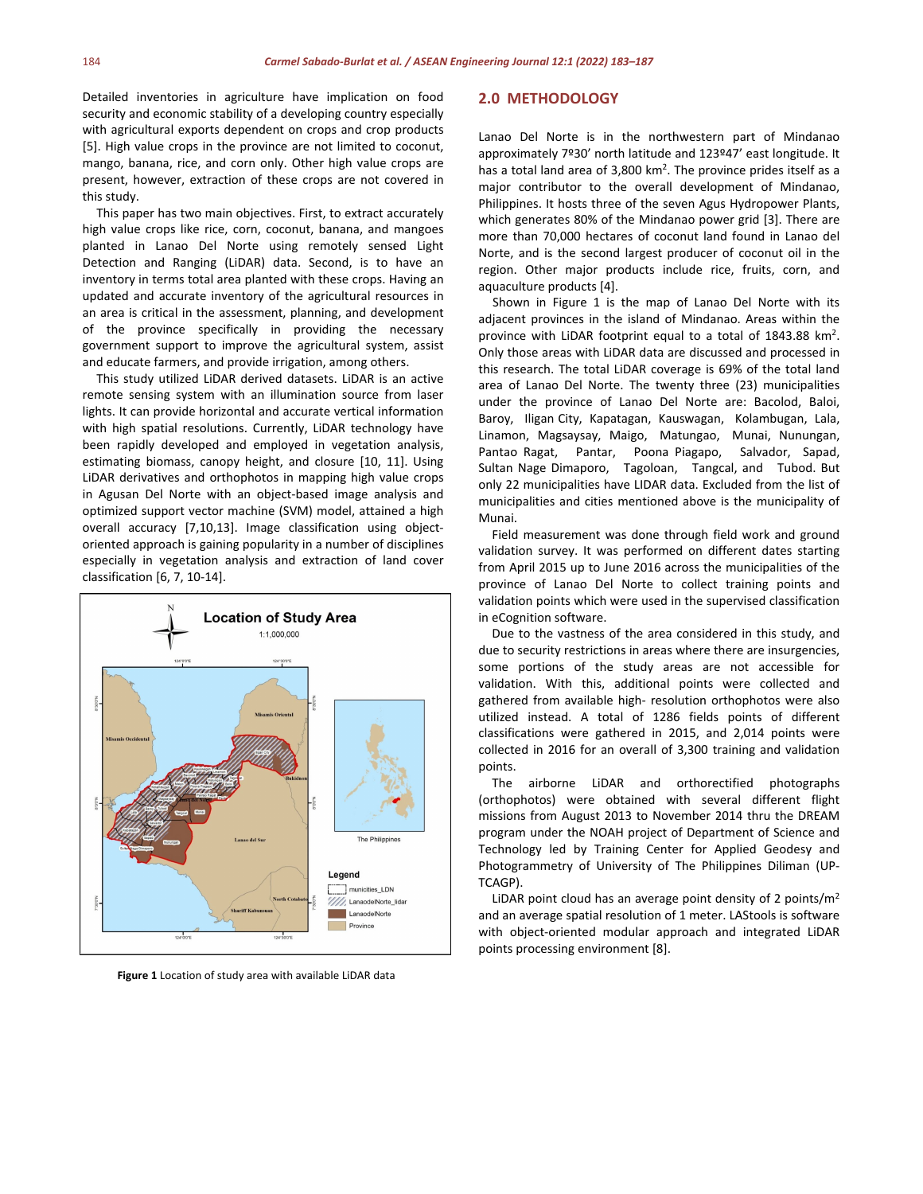Detailed inventories in agriculture have implication on food security and economic stability of a developing country especially with agricultural exports dependent on crops and crop products [5]. High value crops in the province are not limited to coconut, mango, banana, rice, and corn only. Other high value crops are present, however, extraction of these crops are not covered in this study.

This paper has two main objectives. First, to extract accurately high value crops like rice, corn, coconut, banana, and mangoes planted in Lanao Del Norte using remotely sensed Light Detection and Ranging (LiDAR) data. Second, is to have an inventory in terms total area planted with these crops. Having an updated and accurate inventory of the agricultural resources in an area is critical in the assessment, planning, and development of the province specifically in providing the necessary government support to improve the agricultural system, assist and educate farmers, and provide irrigation, among others.

This study utilized LiDAR derived datasets. LiDAR is an active remote sensing system with an illumination source from laser lights. It can provide horizontal and accurate vertical information with high spatial resolutions. Currently, LiDAR technology have been rapidly developed and employed in vegetation analysis, estimating biomass, canopy height, and closure [10, 11]. Using LiDAR derivatives and orthophotos in mapping high value crops in Agusan Del Norte with an object-based image analysis and optimized support vector machine (SVM) model, attained a high overall accuracy [7,10,13]. Image classification using object-oriented approach is gaining popularity in a number of disciplines especially in vegetation analysis and extraction of land cover classification [6, 7, 10-14].

**Figure 1** Location of study area with available LiDAR data

## 2.0 METHODOLOGY

Lanao Del Norte is in the northwestern part of Mindanao approximately 7º30′ north latitude and 123º47′ east longitude. It has a total land area of 3,800 km$^2$. The province prides itself as a major contributor to the overall development of Mindanao, Philippines. It hosts three of the seven Agus Hydropower Plants, which generates 80% of the Mindanao power grid [3]. There are more than 70,000 hectares of coconut land found in Lanao del Norte, and is the second largest producer of coconut oil in the region. Other major products include rice, fruits, corn, and aquaculture products [4].

Shown in Figure 1 is the map of Lanao Del Norte with its adjacent provinces in the island of Mindanao. Areas within the province with LiDAR footprint equal to a total of 1843.88 km$^2$. Only those areas with LiDAR data are discussed and processed in this research. The total LiDAR coverage is 69% of the total land area of Lanao Del Norte. The twenty three (23) municipalities under the province of Lanao Del Norte are: Bacolod, Baloi, Baroy, Iligan City, Kapatagan, Kauswagan, Kolambugan, Lala, Linamon, Magsaysay, Maigo, Matungao, Munai, Nunungan, Pantao Ragat, Pantar, Poona Piagapo, Salvador, Sapad, Sultan Nage Dimaporo, Tagoloan, Tangcal, and Tubod. But only 22 municipalities have LIDAR data. Excluded from the list of municipalities and cities mentioned above is the municipality of Munai.

Field measurement was done through field work and ground validation survey. It was performed on different dates starting from April 2015 up to June 2016 across the municipalities of the province of Lanao Del Norte to collect training points and validation points which were used in the supervised classification in eCognition software.

Due to the vastness of the area considered in this study, and due to security restrictions in areas where there are insurgencies, some portions of the study areas are not accessible for validation. With this, additional points were collected and gathered from available high- resolution orthophotos were also utilized instead. A total of 1286 fields points of different classifications were gathered in 2015, and 2,014 points were collected in 2016 for an overall of 3,300 training and validation points.

The airborne LiDAR and orthorectified photographs (orthophotos) were obtained with several different flight missions from August 2013 to November 2014 thru the DREAM program under the NOAH project of Department of Science and Technology led by Training Center for Applied Geodesy and Photogrammetry of University of The Philippines Diliman (UP-TCAGP).

LiDAR point cloud has an average point density of 2 points/m$^2$ and an average spatial resolution of 1 meter. LAStools is software with object-oriented modular approach and integrated LiDAR points processing environment [8].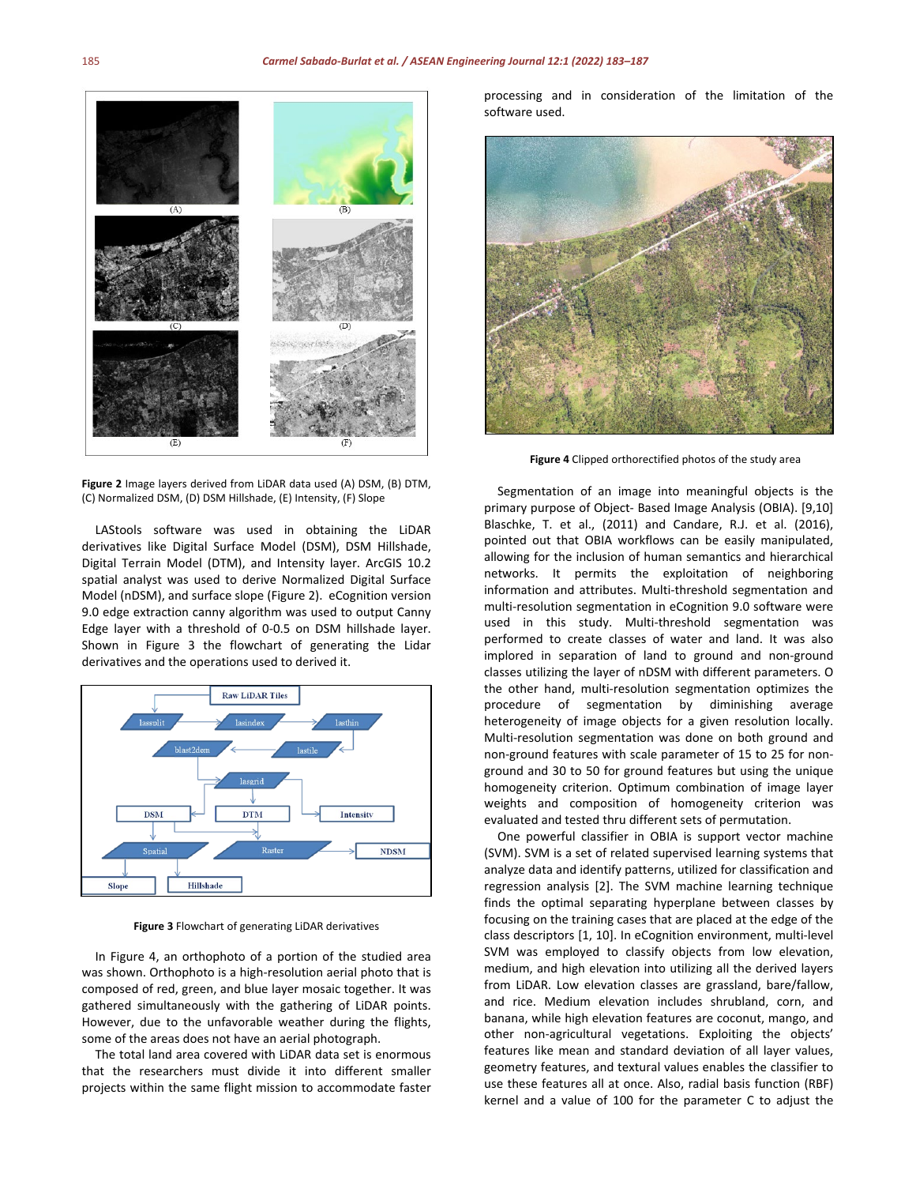**Figure 2** Image layers derived from LiDAR data used (A) DSM, (B) DTM, (C) Normalized DSM, (D) DSM Hillshade, (E) Intensity, (F) Slope

LAStools software was used in obtaining the LiDAR derivatives like Digital Surface Model (DSM), DSM Hillshade, Digital Terrain Model (DTM), and Intensity layer. ArcGIS 10.2 spatial analyst was used to derive Normalized Digital Surface Model (nDSM), and surface slope (Figure 2). eCognition version 9.0 edge extraction canny algorithm was used to output Canny Edge layer with a threshold of 0-0.5 on DSM hillshade layer. Shown in Figure 3 the flowchart of generating the Lidar derivatives and the operations used to derived it.

**Figure 3** Flowchart of generating LiDAR derivatives

In Figure 4, an orthophoto of a portion of the studied area was shown. Orthophoto is a high-resolution aerial photo that is composed of red, green, and blue layer mosaic together. It was gathered simultaneously with the gathering of LiDAR points. However, due to the unfavorable weather during the flights, some of the areas does not have an aerial photograph.

The total land area covered with LiDAR data set is enormous that the researchers must divide it into different smaller projects within the same flight mission to accommodate faster processing and in consideration of the limitation of the software used.

**Figure 4** Clipped orthorectified photos of the study area

Segmentation of an image into meaningful objects is the primary purpose of Object- Based Image Analysis (OBIA). [9,10] Blaschke, T. et al., (2011) and Candare, R.J. et al. (2016), pointed out that OBIA workflows can be easily manipulated, allowing for the inclusion of human semantics and hierarchical networks. It permits the exploitation of neighboring information and attributes. Multi-threshold segmentation and multi-resolution segmentation in eCognition 9.0 software were used in this study. Multi-threshold segmentation was performed to create classes of water and land. It was also implored in separation of land to ground and non-ground classes utilizing the layer of nDSM with different parameters. O the other hand, multi-resolution segmentation optimizes the procedure of segmentation by diminishing average heterogeneity of image objects for a given resolution locally. Multi-resolution segmentation was done on both ground and non-ground features with scale parameter of 15 to 25 for non-ground and 30 to 50 for ground features but using the unique homogeneity criterion. Optimum combination of image layer weights and composition of homogeneity criterion was evaluated and tested thru different sets of permutation.

One powerful classifier in OBIA is support vector machine (SVM). SVM is a set of related supervised learning systems that analyze data and identify patterns, utilized for classification and regression analysis [2]. The SVM machine learning technique finds the optimal separating hyperplane between classes by focusing on the training cases that are placed at the edge of the class descriptors [1, 10]. In eCognition environment, multi-level SVM was employed to classify objects from low elevation, medium, and high elevation into utilizing all the derived layers from LiDAR. Low elevation classes are grassland, bare/fallow, and rice. Medium elevation includes shrubland, corn, and banana, while high elevation features are coconut, mango, and other non-agricultural vegetations. Exploiting the objects' features like mean and standard deviation of all layer values, geometry features, and textural values enables the classifier to use these features all at once. Also, radial basis function (RBF) kernel and a value of 100 for the parameter C to adjust the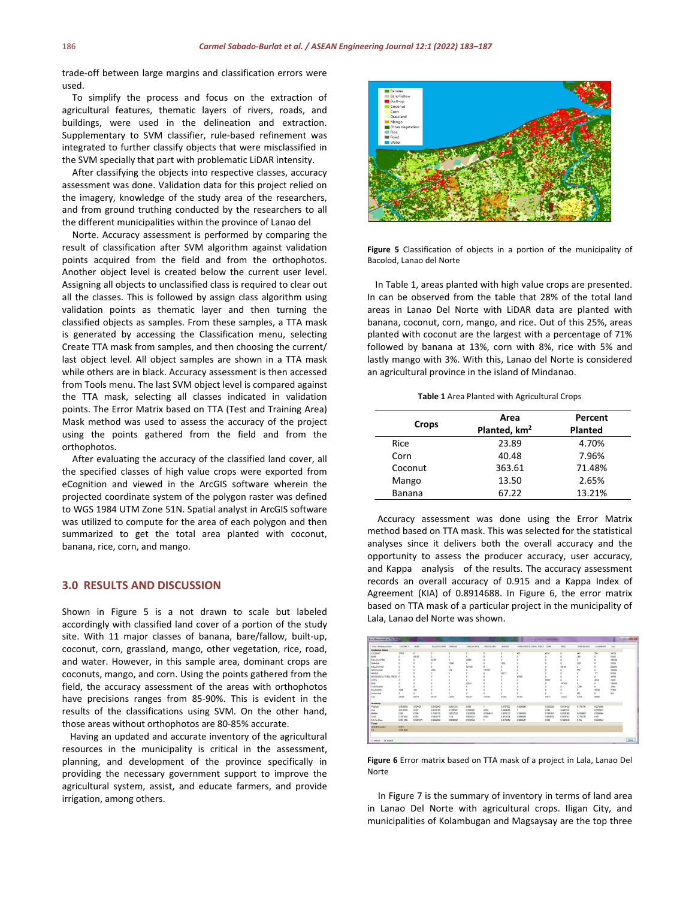trade-off between large margins and classification errors were used.

To simplify the process and focus on the extraction of agricultural features, thematic layers of rivers, roads, and buildings, were used in the delineation and extraction. Supplementary to SVM classifier, rule-based refinement was integrated to further classify objects that were misclassified in the SVM specially that part with problematic LiDAR intensity.

After classifying the objects into respective classes, accuracy assessment was done. Validation data for this project relied on the imagery, knowledge of the study area of the researchers, and from ground truthing conducted by the researchers to all the different municipalities within the province of Lanao del Norte. Accuracy assessment is performed by comparing the result of classification after SVM algorithm against validation points acquired from the field and from the orthophotos. Another object level is created below the current user level. Assigning all objects to unclassified class is required to clear out all the classes. This is followed by assign class algorithm using validation points as thematic layer and then turning the classified objects as samples. From these samples, a TTA mask is generated by accessing the Classification menu, selecting Create TTA mask from samples, and then choosing the current/ last object level. All object samples are shown in a TTA mask while others are in black. Accuracy assessment is then accessed from Tools menu. The last SVM object level is compared against the TTA mask, selecting all classes indicated in validation points. The Error Matrix based on TTA (Test and Training Area) Mask method was used to assess the accuracy of the project using the points gathered from the field and from the orthophotos.

After evaluating the accuracy of the classified land cover, all the specified classes of high value crops were exported from eCognition and viewed in the ArcGIS software wherein the projected coordinate system of the polygon raster was defined to WGS 1984 UTM Zone 51N. Spatial analyst in ArcGIS software was utilized to compute for the area of each polygon and then summarized to get the total area planted with coconut, banana, rice, corn, and mango.

## 3.0 RESULTS AND DISCUSSION

Shown in Figure 5 is a not drawn to scale but labeled accordingly with classified land cover of a portion of the study site. With 11 major classes of banana, bare/fallow, built-up, coconut, corn, grassland, mango, other vegetation, rice, road, and water. However, in this sample area, dominant crops are coconuts, mango, and corn. Using the points gathered from the field, the accuracy assessment of the areas with orthophotos have precisions ranges from 85-90%. This is evident in the results of the classifications using SVM. On the other hand, those areas without orthophotos are 80-85% accurate.

Having an updated and accurate inventory of the agricultural resources in the municipality is critical in the assessment, planning, and development of the province specifically in providing the necessary government support to improve the agricultural system, assist, and educate farmers, and provide irrigation, among others.

**Figure 5** Classification of objects in a portion of the municipality of Bacolod, Lanao del Norte

In Table 1, areas planted with high value crops are presented. In can be observed from the table that 28% of the total land areas in Lanao Del Norte with LiDAR data are planted with banana, coconut, corn, mango, and rice. Out of this 25%, areas planted with coconut are the largest with a percentage of 71% followed by banana at 13%, corn with 8%, rice with 5% and lastly mango with 3%. With this, Lanao del Norte is considered an agricultural province in the island of Mindanao.

**Table 1** Area Planted with Agricultural Crops

| Crops | Area Planted, km$^2$ | Percent Planted |
|---|---|---|
| Rice | 23.89 | 4.70% |
| Corn | 40.48 | 7.96% |
| Coconut | 363.61 | 71.48% |
| Mango | 13.50 | 2.65% |
| Banana | 67.22 | 13.21% |

Accuracy assessment was done using the Error Matrix method based on TTA mask. This was selected for the statistical analyses since it delivers both the overall accuracy and the opportunity to assess the producer accuracy, user accuracy, and Kappa analysis of the results. The accuracy assessment records an overall accuracy of 0.915 and a Kappa Index of Agreement (KIA) of 0.8914688. In Figure 6, the error matrix based on TTA mask of a particular project in the municipality of Lala, Lanao del Norte was shown.

**Figure 6** Error matrix based on TTA mask of a project in Lala, Lanao Del Norte

In Figure 7 is the summary of inventory in terms of land area in Lanao Del Norte with agricultural crops. Iligan City, and municipalities of Kolambugan and Magsaysay are the top three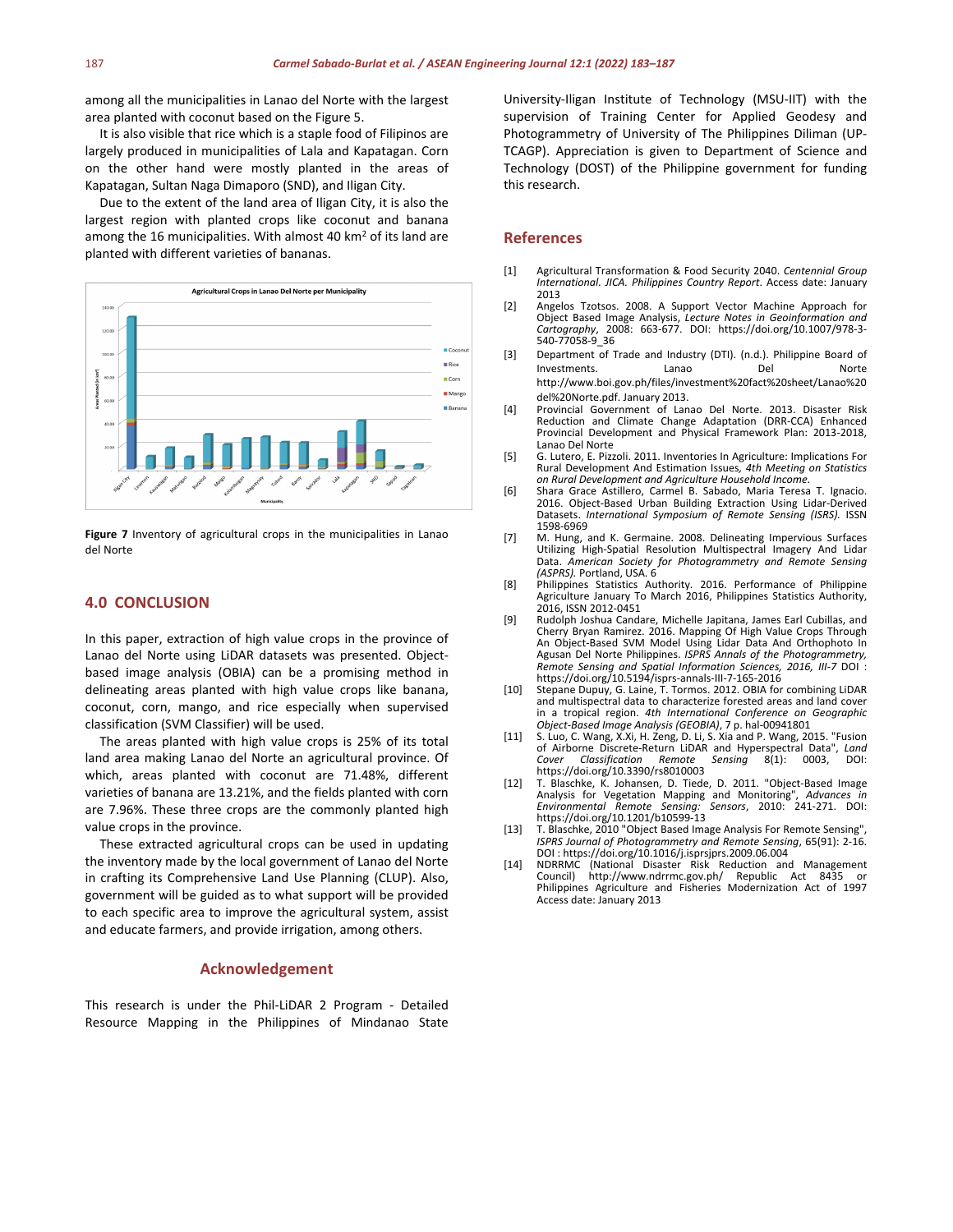among all the municipalities in Lanao del Norte with the largest area planted with coconut based on the Figure 5.

It is also visible that rice which is a staple food of Filipinos are largely produced in municipalities of Lala and Kapatagan. Corn on the other hand were mostly planted in the areas of Kapatagan, Sultan Naga Dimaporo (SND), and Iligan City.

Due to the extent of the land area of Iligan City, it is also the largest region with planted crops like coconut and banana among the 16 municipalities. With almost 40 km$^2$ of its land are planted with different varieties of bananas.

Agricultural Crops in Lanao Del Norte per Municipality

Area Planted (in km²)

140.00
120.00
100.00
80.00
60.00
40.00
20.00

Coconut
Rice
Corn
Mango
Banana

Iligan City
Linamon
Kauswagan
Matungao
Bacolod
Maigo
Kolambugan
Magsaysay
Tubod
Baroy
Salvador
Lala
Kapatagan
SND
Sapad
Tagoloan

Municipality

**Figure 7** Inventory of agricultural crops in the municipalities in Lanao del Norte

## 4.0 CONCLUSION

In this paper, extraction of high value crops in the province of Lanao del Norte using LiDAR datasets was presented. Object-based image analysis (OBIA) can be a promising method in delineating areas planted with high value crops like banana, coconut, corn, mango, and rice especially when supervised classification (SVM Classifier) will be used.

The areas planted with high value crops is 25% of its total land area making Lanao del Norte an agricultural province. Of which, areas planted with coconut are 71.48%, different varieties of banana are 13.21%, and the fields planted with corn are 7.96%. These three crops are the commonly planted high value crops in the province.

These extracted agricultural crops can be used in updating the inventory made by the local government of Lanao del Norte in crafting its Comprehensive Land Use Planning (CLUP). Also, government will be guided as to what support will be provided to each specific area to improve the agricultural system, assist and educate farmers, and provide irrigation, among others.

## Acknowledgement

This research is under the Phil-LiDAR 2 Program - Detailed Resource Mapping in the Philippines of Mindanao State University-Iligan Institute of Technology (MSU-IIT) with the supervision of Training Center for Applied Geodesy and Photogrammetry of University of The Philippines Diliman (UP-TCAGP). Appreciation is given to Department of Science and Technology (DOST) of the Philippine government for funding this research.

## References

[1] Agricultural Transformation & Food Security 2040. *Centennial Group International. JICA. Philippines Country Report*. Access date: January 2013

[2] Angelos Tzotsos. 2008. A Support Vector Machine Approach for Object Based Image Analysis, *Lecture Notes in Geoinformation and Cartography*, 2008: 663-677. DOI: https://doi.org/10.1007/978-3-540-77058-9_36

[3] Department of Trade and Industry (DTI). (n.d.). Philippine Board of Investments. Lanao Del Norte http://www.boi.gov.ph/files/investment%20fact%20sheet/Lanao%20del%20Norte.pdf. January 2013.

[4] Provincial Government of Lanao Del Norte. 2013. Disaster Risk Reduction and Climate Change Adaptation (DRR-CCA) Enhanced Provincial Development and Physical Framework Plan: 2013-2018, Lanao Del Norte

[5] G. Lutero, E. Pizzoli. 2011. Inventories In Agriculture: Implications For Rural Development And Estimation Issues, *4th Meeting on Statistics on Rural Development and Agriculture Household Income.*

[6] Shara Grace Astillero, Carmel B. Sabado, Maria Teresa T. Ignacio. 2016. Object-Based Urban Building Extraction Using Lidar-Derived Datasets. *International Symposium of Remote Sensing (ISRS).* ISSN 1598-6969

[7] M. Hung, and K. Germaine. 2008. Delineating Impervious Surfaces Utilizing High-Spatial Resolution Multispectral Imagery And Lidar Data. *American Society for Photogrammetry and Remote Sensing (ASPRS).* Portland, USA. 6

[8] Philippines Statistics Authority. 2016. Performance of Philippine Agriculture January To March 2016, Philippines Statistics Authority, 2016, ISSN 2012-0451

[9] Rudolph Joshua Candare, Michelle Japitana, James Earl Cubillas, and Cherry Bryan Ramirez. 2016. Mapping Of High Value Crops Through An Object-Based SVM Model Using Lidar Data And Orthophoto In Agusan Del Norte Philippines. *ISPRS Annals of the Photogrammetry, Remote Sensing and Spatial Information Sciences, 2016, III-7* DOI : https://doi.org/10.5194/isprs-annals-III-7-165-2016

[10] Stepane Dupuy, G. Laine, T. Tormos. 2012. OBIA for combining LiDAR and multispectral data to characterize forested areas and land cover in a tropical region. *4th International Conference on Geographic Object-Based Image Analysis (GEOBIA)*, 7 p. hal-00941801

[11] S. Luo, C. Wang, X.Xi, H. Zeng, D. Li, S. Xia and P. Wang, 2015. "Fusion of Airborne Discrete-Return LiDAR and Hyperspectral Data", *Land Cover Classification Remote Sensing* 8(1): 0003, DOI: https://doi.org/10.3390/rs8010003

[12] T. Blaschke, K. Johansen, D. Tiede, D. 2011. "Object-Based Image Analysis for Vegetation Mapping and Monitoring", *Advances in Environmental Remote Sensing: Sensors*, 2010: 241-271. DOI: https://doi.org/10.1201/b10599-13

[13] T. Blaschke, 2010 "Object Based Image Analysis For Remote Sensing", *ISPRS Journal of Photogrammetry and Remote Sensing*, 65(91): 2-16. DOI : https://doi.org/10.1016/j.isprsjprs.2009.06.004

[14] NDRRMC (National Disaster Risk Reduction and Management Council) http://www.ndrrmc.gov.ph/ Republic Act 8435 or Philippines Agriculture and Fisheries Modernization Act of 1997 Access date: January 2013